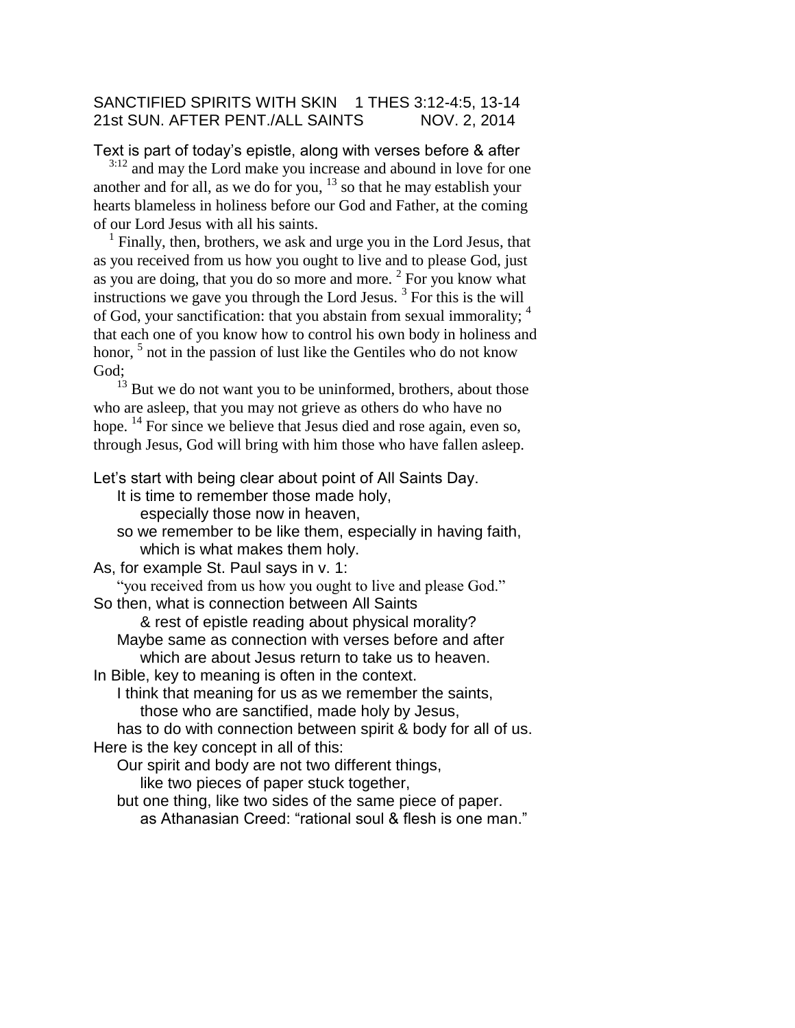SANCTIFIED SPIRITS WITH SKIN    1 THES 3:12-4:5, 13-14
21st SUN. AFTER PENT./ALL SAINTS    NOV. 2, 2014

Text is part of today's epistle, along with verses before & after

[3:12] and may the Lord make you increase and abound in love for one another and for all, as we do for you, [13] so that he may establish your hearts blameless in holiness before our God and Father, at the coming of our Lord Jesus with all his saints.

[1] Finally, then, brothers, we ask and urge you in the Lord Jesus, that as you received from us how you ought to live and to please God, just as you are doing, that you do so more and more. [2] For you know what instructions we gave you through the Lord Jesus. [3] For this is the will of God, your sanctification: that you abstain from sexual immorality; [4] that each one of you know how to control his own body in holiness and honor, [5] not in the passion of lust like the Gentiles who do not know God;

[13] But we do not want you to be uninformed, brothers, about those who are asleep, that you may not grieve as others do who have no hope. [14] For since we believe that Jesus died and rose again, even so, through Jesus, God will bring with him those who have fallen asleep.

Let's start with being clear about point of All Saints Day.
  It is time to remember those made holy,
    especially those now in heaven,
  so we remember to be like them, especially in having faith,
    which is what makes them holy.
As, for example St. Paul says in v. 1:
  "you received from us how you ought to live and please God."
So then, what is connection between All Saints
    & rest of epistle reading about physical morality?
  Maybe same as connection with verses before and after
    which are about Jesus return to take us to heaven.
In Bible, key to meaning is often in the context.
  I think that meaning for us as we remember the saints,
    those who are sanctified, made holy by Jesus,
  has to do with connection between spirit & body for all of us.
Here is the key concept in all of this:
  Our spirit and body are not two different things,
    like two pieces of paper stuck together,
  but one thing, like two sides of the same piece of paper.
    as Athanasian Creed: "rational soul & flesh is one man."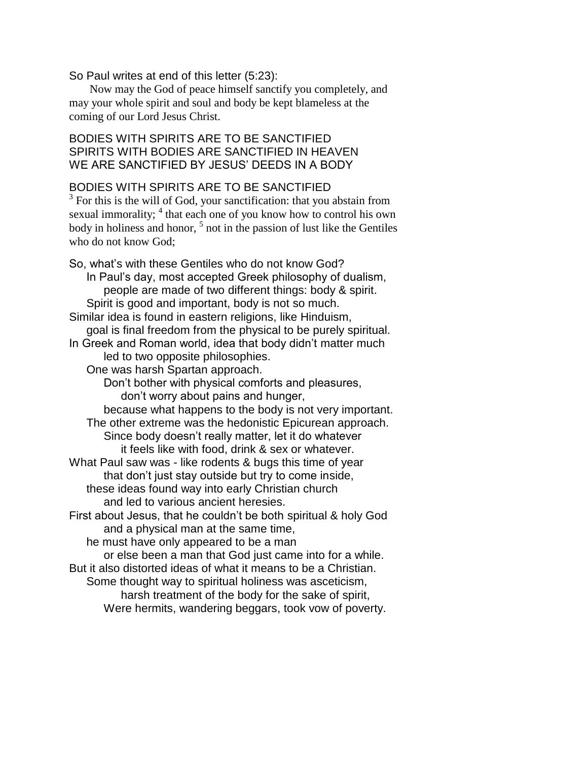So Paul writes at end of this letter (5:23):

> Now may the God of peace himself sanctify you completely, and may your whole spirit and soul and body be kept blameless at the coming of our Lord Jesus Christ.

BODIES WITH SPIRITS ARE TO BE SANCTIFIED
SPIRITS WITH BODIES ARE SANCTIFIED IN HEAVEN
WE ARE SANCTIFIED BY JESUS' DEEDS IN A BODY

BODIES WITH SPIRITS ARE TO BE SANCTIFIED

[3] For this is the will of God, your sanctification: that you abstain from sexual immorality; [4] that each one of you know how to control his own body in holiness and honor, [5] not in the passion of lust like the Gentiles who do not know God;

So, what's with these Gentiles who do not know God?
In Paul's day, most accepted Greek philosophy of dualism,
people are made of two different things: body & spirit.
Spirit is good and important, body is not so much.
Similar idea is found in eastern religions, like Hinduism,
goal is final freedom from the physical to be purely spiritual.
In Greek and Roman world, idea that body didn't matter much
led to two opposite philosophies.
One was harsh Spartan approach.
Don't bother with physical comforts and pleasures,
don't worry about pains and hunger,
because what happens to the body is not very important.
The other extreme was the hedonistic Epicurean approach.
Since body doesn't really matter, let it do whatever
it feels like with food, drink & sex or whatever.
What Paul saw was - like rodents & bugs this time of year
that don't just stay outside but try to come inside,
these ideas found way into early Christian church
and led to various ancient heresies.
First about Jesus, that he couldn't be both spiritual & holy God
and a physical man at the same time,
he must have only appeared to be a man
or else been a man that God just came into for a while.
But it also distorted ideas of what it means to be a Christian.
Some thought way to spiritual holiness was asceticism,
harsh treatment of the body for the sake of spirit,
Were hermits, wandering beggars, took vow of poverty.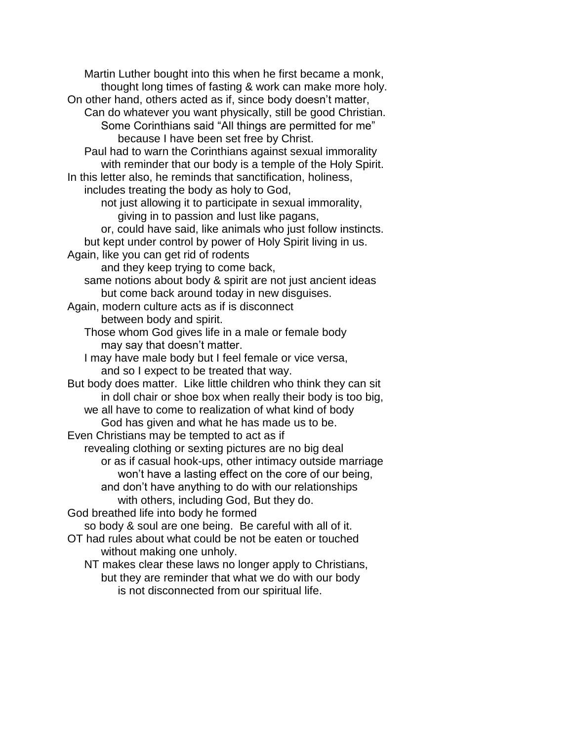Martin Luther bought into this when he first became a monk,
thought long times of fasting & work can make more holy.

On other hand, others acted as if, since body doesn't matter,
Can do whatever you want physically, still be good Christian.
Some Corinthians said "All things are permitted for me"
because I have been set free by Christ.
Paul had to warn the Corinthians against sexual immorality
with reminder that our body is a temple of the Holy Spirit.

In this letter also, he reminds that sanctification, holiness,
includes treating the body as holy to God,
not just allowing it to participate in sexual immorality,
giving in to passion and lust like pagans,
or, could have said, like animals who just follow instincts.
but kept under control by power of Holy Spirit living in us.

Again, like you can get rid of rodents
and they keep trying to come back,
same notions about body & spirit are not just ancient ideas
but come back around today in new disguises.

Again, modern culture acts as if is disconnect
between body and spirit.
Those whom God gives life in a male or female body
may say that doesn't matter.
I may have male body but I feel female or vice versa,
and so I expect to be treated that way.

But body does matter. Like little children who think they can sit
in doll chair or shoe box when really their body is too big,
we all have to come to realization of what kind of body
God has given and what he has made us to be.

Even Christians may be tempted to act as if
revealing clothing or sexting pictures are no big deal
or as if casual hook-ups, other intimacy outside marriage
won't have a lasting effect on the core of our being,
and don't have anything to do with our relationships
with others, including God, But they do.

God breathed life into body he formed
so body & soul are one being. Be careful with all of it.

OT had rules about what could be not be eaten or touched
without making one unholy.
NT makes clear these laws no longer apply to Christians,
but they are reminder that what we do with our body
is not disconnected from our spiritual life.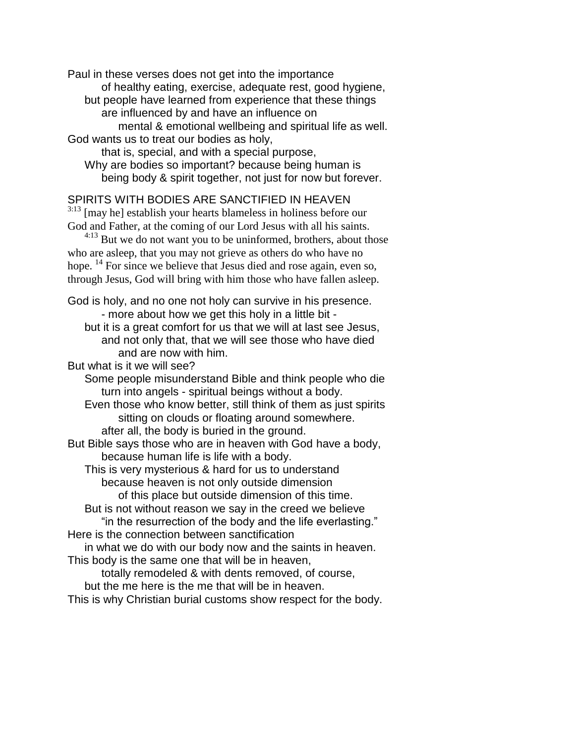Paul in these verses does not get into the importance
of healthy eating, exercise, adequate rest, good hygiene,
but people have learned from experience that these things
are influenced by and have an influence on
mental & emotional wellbeing and spiritual life as well.
God wants us to treat our bodies as holy,
that is, special, and with a special purpose,
Why are bodies so important? because being human is
being body & spirit together, not just for now but forever.

SPIRITS WITH BODIES ARE SANCTIFIED IN HEAVEN

3:13 [may he] establish your hearts blameless in holiness before our God and Father, at the coming of our Lord Jesus with all his saints.

4:13 But we do not want you to be uninformed, brothers, about those who are asleep, that you may not grieve as others do who have no hope. 14 For since we believe that Jesus died and rose again, even so, through Jesus, God will bring with him those who have fallen asleep.

God is holy, and no one not holy can survive in his presence.
- more about how we get this holy in a little bit -
but it is a great comfort for us that we will at last see Jesus,
and not only that, that we will see those who have died
and are now with him.
But what is it we will see?
Some people misunderstand Bible and think people who die
turn into angels - spiritual beings without a body.
Even those who know better, still think of them as just spirits
sitting on clouds or floating around somewhere.
after all, the body is buried in the ground.
But Bible says those who are in heaven with God have a body,
because human life is life with a body.
This is very mysterious & hard for us to understand
because heaven is not only outside dimension
of this place but outside dimension of this time.
But is not without reason we say in the creed we believe
"in the resurrection of the body and the life everlasting."
Here is the connection between sanctification
in what we do with our body now and the saints in heaven.
This body is the same one that will be in heaven,
totally remodeled & with dents removed, of course,
but the me here is the me that will be in heaven.
This is why Christian burial customs show respect for the body.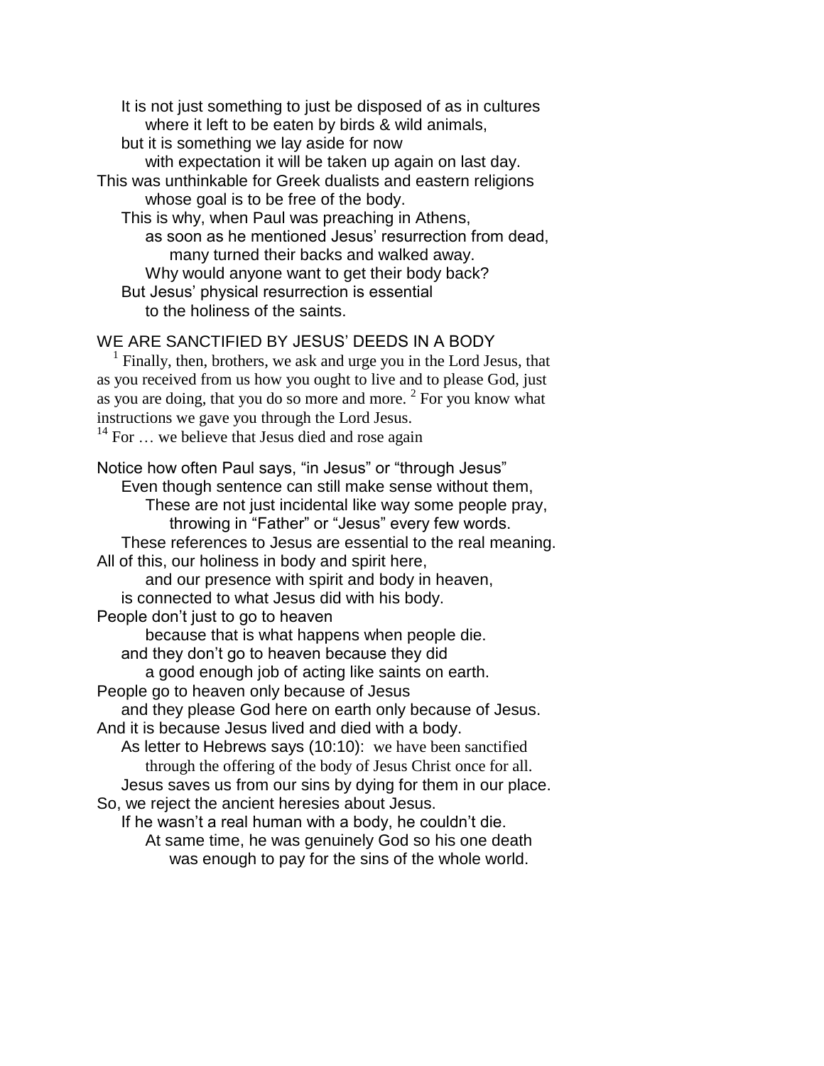It is not just something to just be disposed of as in cultures
where it left to be eaten by birds & wild animals,
but it is something we lay aside for now
with expectation it will be taken up again on last day.
This was unthinkable for Greek dualists and eastern religions
whose goal is to be free of the body.
This is why, when Paul was preaching in Athens,
as soon as he mentioned Jesus' resurrection from dead,
many turned their backs and walked away.
Why would anyone want to get their body back?
But Jesus' physical resurrection is essential
to the holiness of the saints.

## WE ARE SANCTIFIED BY JESUS' DEEDS IN A BODY

[1] Finally, then, brothers, we ask and urge you in the Lord Jesus, that as you received from us how you ought to live and to please God, just as you are doing, that you do so more and more. [2] For you know what instructions we gave you through the Lord Jesus.
[14] For … we believe that Jesus died and rose again

Notice how often Paul says, "in Jesus" or "through Jesus"
Even though sentence can still make sense without them,
These are not just incidental like way some people pray,
throwing in "Father" or "Jesus" every few words.
These references to Jesus are essential to the real meaning.
All of this, our holiness in body and spirit here,
and our presence with spirit and body in heaven,
is connected to what Jesus did with his body.
People don't just to go to heaven
because that is what happens when people die.
and they don't go to heaven because they did
a good enough job of acting like saints on earth.
People go to heaven only because of Jesus
and they please God here on earth only because of Jesus.
And it is because Jesus lived and died with a body.
As letter to Hebrews says (10:10): we have been sanctified
through the offering of the body of Jesus Christ once for all.
Jesus saves us from our sins by dying for them in our place.
So, we reject the ancient heresies about Jesus.
If he wasn't a real human with a body, he couldn't die.
At same time, he was genuinely God so his one death
was enough to pay for the sins of the whole world.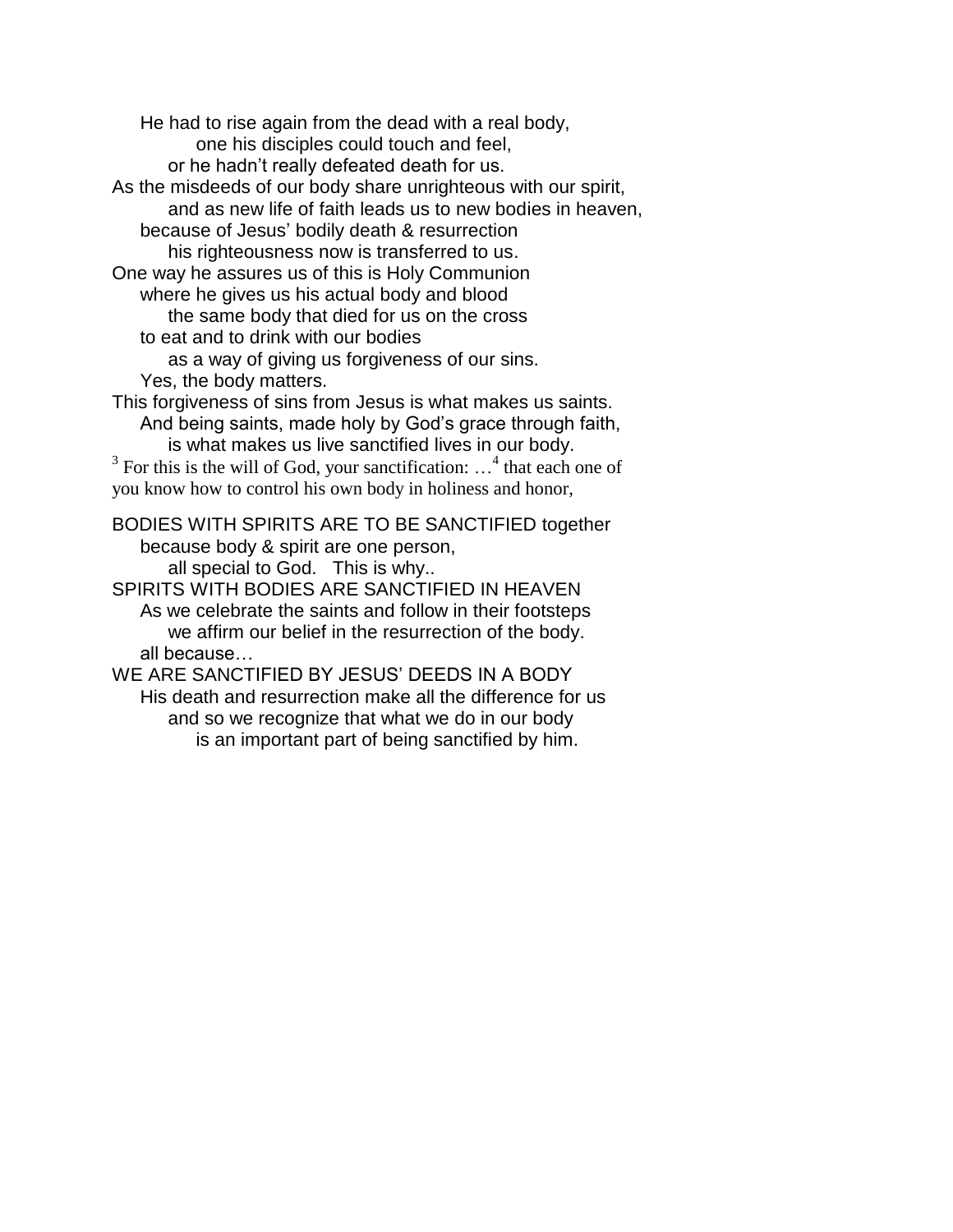He had to rise again from the dead with a real body,
one his disciples could touch and feel,
or he hadn't really defeated death for us.
As the misdeeds of our body share unrighteous with our spirit,
and as new life of faith leads us to new bodies in heaven,
because of Jesus' bodily death & resurrection
his righteousness now is transferred to us.
One way he assures us of this is Holy Communion
where he gives us his actual body and blood
the same body that died for us on the cross
to eat and to drink with our bodies
as a way of giving us forgiveness of our sins.
Yes, the body matters.
This forgiveness of sins from Jesus is what makes us saints.
And being saints, made holy by God's grace through faith,
is what makes us live sanctified lives in our body.
[3] For this is the will of God, your sanctification: …[4] that each one of you know how to control his own body in holiness and honor,

BODIES WITH SPIRITS ARE TO BE SANCTIFIED together
because body & spirit are one person,
all special to God. This is why..
SPIRITS WITH BODIES ARE SANCTIFIED IN HEAVEN
As we celebrate the saints and follow in their footsteps
we affirm our belief in the resurrection of the body.
all because…
WE ARE SANCTIFIED BY JESUS' DEEDS IN A BODY
His death and resurrection make all the difference for us
and so we recognize that what we do in our body
is an important part of being sanctified by him.